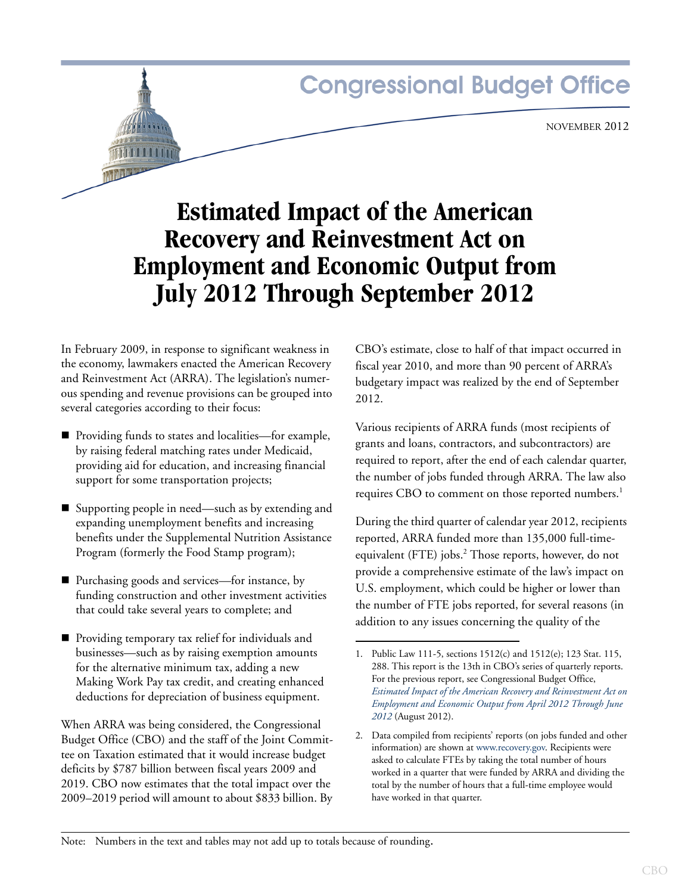Congressional Budget Office

NOVEMBER 2012

# Estimated Impact of the American Recovery and Reinvestment Act on Employment and Economic Output from July 2012 Through September 2012

In February 2009, in response to significant weakness in the economy, lawmakers enacted the American Recovery and Reinvestment Act (ARRA). The legislation's numerous spending and revenue provisions can be grouped into several categories according to their focus:

- Providing funds to states and localities—for example, by raising federal matching rates under Medicaid, providing aid for education, and increasing financial support for some transportation projects;
- Supporting people in need—such as by extending and expanding unemployment benefits and increasing benefits under the Supplemental Nutrition Assistance Program (formerly the Food Stamp program);
- Purchasing goods and services—for instance, by funding construction and other investment activities that could take several years to complete; and
- Providing temporary tax relief for individuals and businesses—such as by raising exemption amounts for the alternative minimum tax, adding a new Making Work Pay tax credit, and creating enhanced deductions for depreciation of business equipment.

When ARRA was being considered, the Congressional Budget Office (CBO) and the staff of the Joint Committee on Taxation estimated that it would increase budget deficits by $787 billion between fiscal years 2009 and 2019. CBO now estimates that the total impact over the 2009–2019 period will amount to about $833 billion. By CBO's estimate, close to half of that impact occurred in fiscal year 2010, and more than 90 percent of ARRA's budgetary impact was realized by the end of September 2012.

Various recipients of ARRA funds (most recipients of grants and loans, contractors, and subcontractors) are required to report, after the end of each calendar quarter, the number of jobs funded through ARRA. The law also requires CBO to comment on those reported numbers.[1]

During the third quarter of calendar year 2012, recipients reported, ARRA funded more than 135,000 full-time-equivalent (FTE) jobs.[2] Those reports, however, do not provide a comprehensive estimate of the law's impact on U.S. employment, which could be higher or lower than the number of FTE jobs reported, for several reasons (in addition to any issues concerning the quality of the

1. Public Law 111-5, sections 1512(c) and 1512(e); 123 Stat. 115, 288. This report is the 13th in CBO's series of quarterly reports. For the previous report, see Congressional Budget Office, *Estimated Impact of the American Recovery and Reinvestment Act on Employment and Economic Output from April 2012 Through June 2012* (August 2012).

2. Data compiled from recipients' reports (on jobs funded and other information) are shown at www.recovery.gov. Recipients were asked to calculate FTEs by taking the total number of hours worked in a quarter that were funded by ARRA and dividing the total by the number of hours that a full-time employee would have worked in that quarter.

Note: Numbers in the text and tables may not add up to totals because of rounding.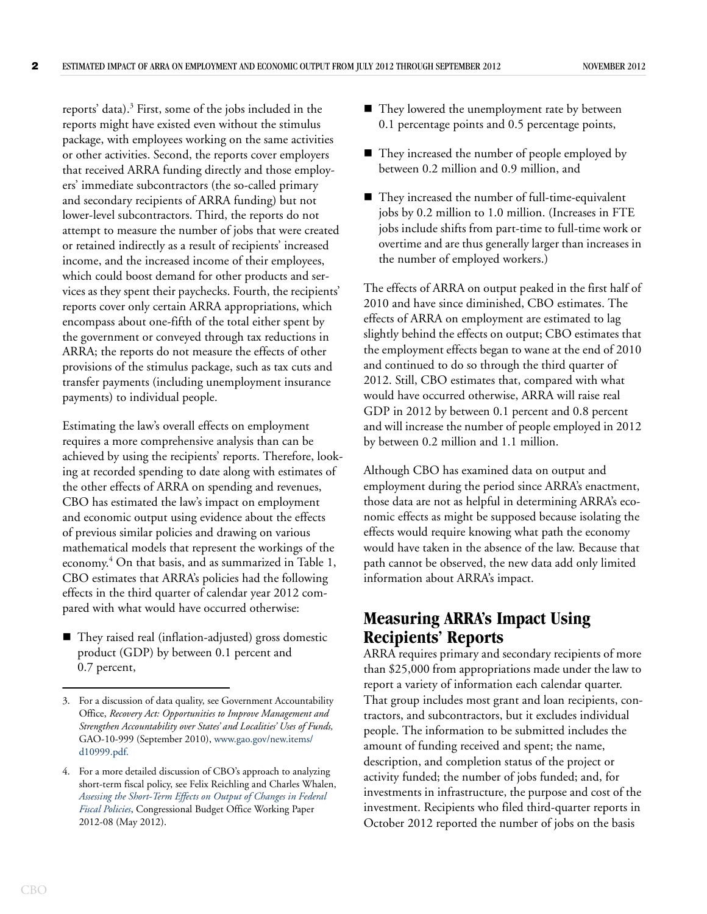reports' data).[3] First, some of the jobs included in the reports might have existed even without the stimulus package, with employees working on the same activities or other activities. Second, the reports cover employers that received ARRA funding directly and those employers' immediate subcontractors (the so-called primary and secondary recipients of ARRA funding) but not lower-level subcontractors. Third, the reports do not attempt to measure the number of jobs that were created or retained indirectly as a result of recipients' increased income, and the increased income of their employees, which could boost demand for other products and services as they spent their paychecks. Fourth, the recipients' reports cover only certain ARRA appropriations, which encompass about one-fifth of the total either spent by the government or conveyed through tax reductions in ARRA; the reports do not measure the effects of other provisions of the stimulus package, such as tax cuts and transfer payments (including unemployment insurance payments) to individual people.

Estimating the law's overall effects on employment requires a more comprehensive analysis than can be achieved by using the recipients' reports. Therefore, looking at recorded spending to date along with estimates of the other effects of ARRA on spending and revenues, CBO has estimated the law's impact on employment and economic output using evidence about the effects of previous similar policies and drawing on various mathematical models that represent the workings of the economy.[4] On that basis, and as summarized in Table 1, CBO estimates that ARRA's policies had the following effects in the third quarter of calendar year 2012 compared with what would have occurred otherwise:

- They raised real (inflation-adjusted) gross domestic product (GDP) by between 0.1 percent and 0.7 percent,
- They lowered the unemployment rate by between 0.1 percentage points and 0.5 percentage points,
- They increased the number of people employed by between 0.2 million and 0.9 million, and
- They increased the number of full-time-equivalent jobs by 0.2 million to 1.0 million. (Increases in FTE jobs include shifts from part-time to full-time work or overtime and are thus generally larger than increases in the number of employed workers.)

The effects of ARRA on output peaked in the first half of 2010 and have since diminished, CBO estimates. The effects of ARRA on employment are estimated to lag slightly behind the effects on output; CBO estimates that the employment effects began to wane at the end of 2010 and continued to do so through the third quarter of 2012. Still, CBO estimates that, compared with what would have occurred otherwise, ARRA will raise real GDP in 2012 by between 0.1 percent and 0.8 percent and will increase the number of people employed in 2012 by between 0.2 million and 1.1 million.

Although CBO has examined data on output and employment during the period since ARRA's enactment, those data are not as helpful in determining ARRA's economic effects as might be supposed because isolating the effects would require knowing what path the economy would have taken in the absence of the law. Because that path cannot be observed, the new data add only limited information about ARRA's impact.

## Measuring ARRA's Impact Using Recipients' Reports

ARRA requires primary and secondary recipients of more than $25,000 from appropriations made under the law to report a variety of information each calendar quarter. That group includes most grant and loan recipients, contractors, and subcontractors, but it excludes individual people. The information to be submitted includes the amount of funding received and spent; the name, description, and completion status of the project or activity funded; the number of jobs funded; and, for investments in infrastructure, the purpose and cost of the investment. Recipients who filed third-quarter reports in October 2012 reported the number of jobs on the basis

3. For a discussion of data quality, see Government Accountability Office, *Recovery Act: Opportunities to Improve Management and Strengthen Accountability over States' and Localities' Uses of Funds,* GAO-10-999 (September 2010), www.gao.gov/new.items/d10999.pdf.

4. For a more detailed discussion of CBO's approach to analyzing short-term fiscal policy, see Felix Reichling and Charles Whalen, *Assessing the Short-Term Effects on Output of Changes in Federal Fiscal Policies*, Congressional Budget Office Working Paper 2012-08 (May 2012).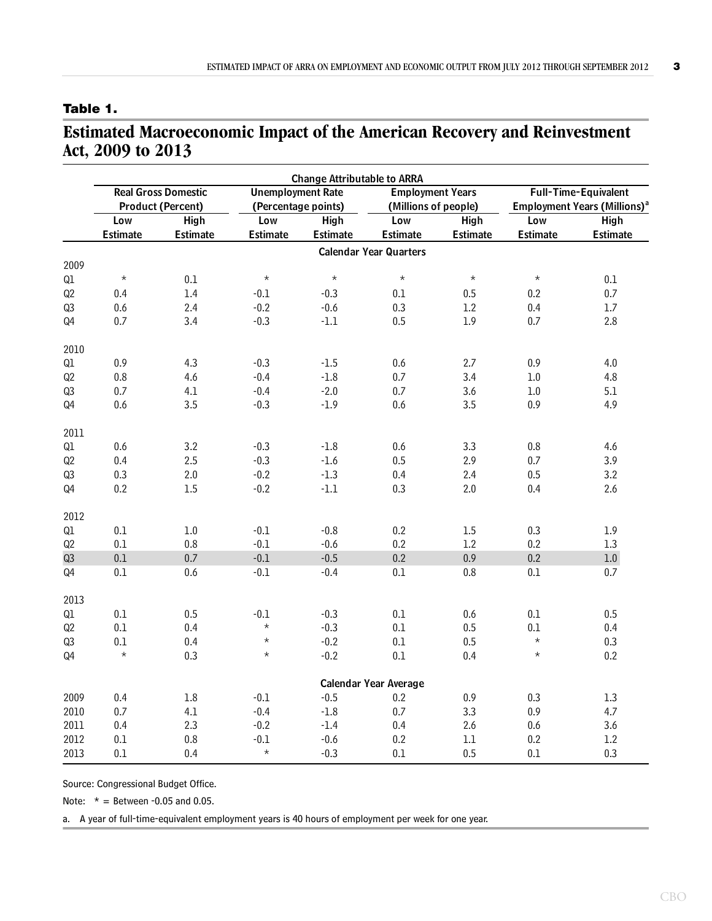**Table 1.**

## Estimated Macroeconomic Impact of the American Recovery and Reinvestment Act, 2009 to 2013

| | Change Attributable to ARRA | | | | | | | |
|---|---|---|---|---|---|---|---|---|
| | Real Gross Domestic Product (Percent) | | Unemployment Rate (Percentage points) | | Employment Years (Millions of people) | | Full-Time-Equivalent Employment Years (Millions)[a] | |
| | Low Estimate | High Estimate | Low Estimate | High Estimate | Low Estimate | High Estimate | Low Estimate | High Estimate |
| **Calendar Year Quarters** | | | | | | | | |
| 2009 | | | | | | | | |
| Q1 | * | 0.1 | * | * | * | * | * | 0.1 |
| Q2 | 0.4 | 1.4 | -0.1 | -0.3 | 0.1 | 0.5 | 0.2 | 0.7 |
| Q3 | 0.6 | 2.4 | -0.2 | -0.6 | 0.3 | 1.2 | 0.4 | 1.7 |
| Q4 | 0.7 | 3.4 | -0.3 | -1.1 | 0.5 | 1.9 | 0.7 | 2.8 |
| 2010 | | | | | | | | |
| Q1 | 0.9 | 4.3 | -0.3 | -1.5 | 0.6 | 2.7 | 0.9 | 4.0 |
| Q2 | 0.8 | 4.6 | -0.4 | -1.8 | 0.7 | 3.4 | 1.0 | 4.8 |
| Q3 | 0.7 | 4.1 | -0.4 | -2.0 | 0.7 | 3.6 | 1.0 | 5.1 |
| Q4 | 0.6 | 3.5 | -0.3 | -1.9 | 0.6 | 3.5 | 0.9 | 4.9 |
| 2011 | | | | | | | | |
| Q1 | 0.6 | 3.2 | -0.3 | -1.8 | 0.6 | 3.3 | 0.8 | 4.6 |
| Q2 | 0.4 | 2.5 | -0.3 | -1.6 | 0.5 | 2.9 | 0.7 | 3.9 |
| Q3 | 0.3 | 2.0 | -0.2 | -1.3 | 0.4 | 2.4 | 0.5 | 3.2 |
| Q4 | 0.2 | 1.5 | -0.2 | -1.1 | 0.3 | 2.0 | 0.4 | 2.6 |
| 2012 | | | | | | | | |
| Q1 | 0.1 | 1.0 | -0.1 | -0.8 | 0.2 | 1.5 | 0.3 | 1.9 |
| Q2 | 0.1 | 0.8 | -0.1 | -0.6 | 0.2 | 1.2 | 0.2 | 1.3 |
| Q3 | 0.1 | 0.7 | -0.1 | -0.5 | 0.2 | 0.9 | 0.2 | 1.0 |
| Q4 | 0.1 | 0.6 | -0.1 | -0.4 | 0.1 | 0.8 | 0.1 | 0.7 |
| 2013 | | | | | | | | |
| Q1 | 0.1 | 0.5 | -0.1 | -0.3 | 0.1 | 0.6 | 0.1 | 0.5 |
| Q2 | 0.1 | 0.4 | * | -0.3 | 0.1 | 0.5 | 0.1 | 0.4 |
| Q3 | 0.1 | 0.4 | * | -0.2 | 0.1 | 0.5 | * | 0.3 |
| Q4 | * | 0.3 | * | -0.2 | 0.1 | 0.4 | * | 0.2 |
| **Calendar Year Average** | | | | | | | | |
| 2009 | 0.4 | 1.8 | -0.1 | -0.5 | 0.2 | 0.9 | 0.3 | 1.3 |
| 2010 | 0.7 | 4.1 | -0.4 | -1.8 | 0.7 | 3.3 | 0.9 | 4.7 |
| 2011 | 0.4 | 2.3 | -0.2 | -1.4 | 0.4 | 2.6 | 0.6 | 3.6 |
| 2012 | 0.1 | 0.8 | -0.1 | -0.6 | 0.2 | 1.1 | 0.2 | 1.2 |
| 2013 | 0.1 | 0.4 | * | -0.3 | 0.1 | 0.5 | 0.1 | 0.3 |

Source: Congressional Budget Office.

Note: * = Between -0.05 and 0.05.

a. A year of full-time-equivalent employment years is 40 hours of employment per week for one year.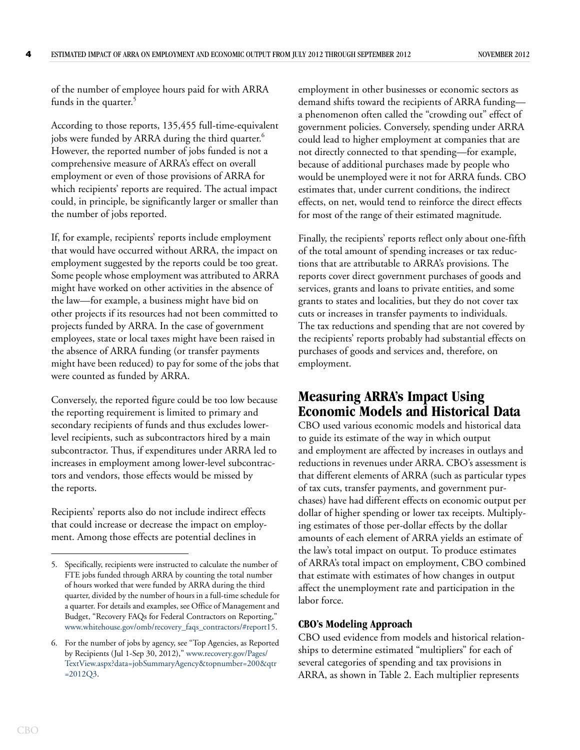of the number of employee hours paid for with ARRA funds in the quarter.[5]

According to those reports, 135,455 full-time-equivalent jobs were funded by ARRA during the third quarter.[6] However, the reported number of jobs funded is not a comprehensive measure of ARRA's effect on overall employment or even of those provisions of ARRA for which recipients' reports are required. The actual impact could, in principle, be significantly larger or smaller than the number of jobs reported.

If, for example, recipients' reports include employment that would have occurred without ARRA, the impact on employment suggested by the reports could be too great. Some people whose employment was attributed to ARRA might have worked on other activities in the absence of the law—for example, a business might have bid on other projects if its resources had not been committed to projects funded by ARRA. In the case of government employees, state or local taxes might have been raised in the absence of ARRA funding (or transfer payments might have been reduced) to pay for some of the jobs that were counted as funded by ARRA.

Conversely, the reported figure could be too low because the reporting requirement is limited to primary and secondary recipients of funds and thus excludes lower-level recipients, such as subcontractors hired by a main subcontractor. Thus, if expenditures under ARRA led to increases in employment among lower-level subcontractors and vendors, those effects would be missed by the reports.

Recipients' reports also do not include indirect effects that could increase or decrease the impact on employment. Among those effects are potential declines in employment in other businesses or economic sectors as demand shifts toward the recipients of ARRA funding—a phenomenon often called the "crowding out" effect of government policies. Conversely, spending under ARRA could lead to higher employment at companies that are not directly connected to that spending—for example, because of additional purchases made by people who would be unemployed were it not for ARRA funds. CBO estimates that, under current conditions, the indirect effects, on net, would tend to reinforce the direct effects for most of the range of their estimated magnitude.

Finally, the recipients' reports reflect only about one-fifth of the total amount of spending increases or tax reductions that are attributable to ARRA's provisions. The reports cover direct government purchases of goods and services, grants and loans to private entities, and some grants to states and localities, but they do not cover tax cuts or increases in transfer payments to individuals. The tax reductions and spending that are not covered by the recipients' reports probably had substantial effects on purchases of goods and services and, therefore, on employment.

## Measuring ARRA's Impact Using Economic Models and Historical Data

CBO used various economic models and historical data to guide its estimate of the way in which output and employment are affected by increases in outlays and reductions in revenues under ARRA. CBO's assessment is that different elements of ARRA (such as particular types of tax cuts, transfer payments, and government purchases) have had different effects on economic output per dollar of higher spending or lower tax receipts. Multiplying estimates of those per-dollar effects by the dollar amounts of each element of ARRA yields an estimate of the law's total impact on output. To produce estimates of ARRA's total impact on employment, CBO combined that estimate with estimates of how changes in output affect the unemployment rate and participation in the labor force.

### CBO's Modeling Approach

CBO used evidence from models and historical relationships to determine estimated "multipliers" for each of several categories of spending and tax provisions in ARRA, as shown in Table 2. Each multiplier represents

---

5. Specifically, recipients were instructed to calculate the number of FTE jobs funded through ARRA by counting the total number of hours worked that were funded by ARRA during the third quarter, divided by the number of hours in a full-time schedule for a quarter. For details and examples, see Office of Management and Budget, "Recovery FAQs for Federal Contractors on Reporting," www.whitehouse.gov/omb/recovery_faqs_contractors/#report15.

6. For the number of jobs by agency, see "Top Agencies, as Reported by Recipients (Jul 1-Sep 30, 2012)," www.recovery.gov/Pages/TextView.aspx?data=jobSummaryAgency&topnumber=200&qtr=2012Q3.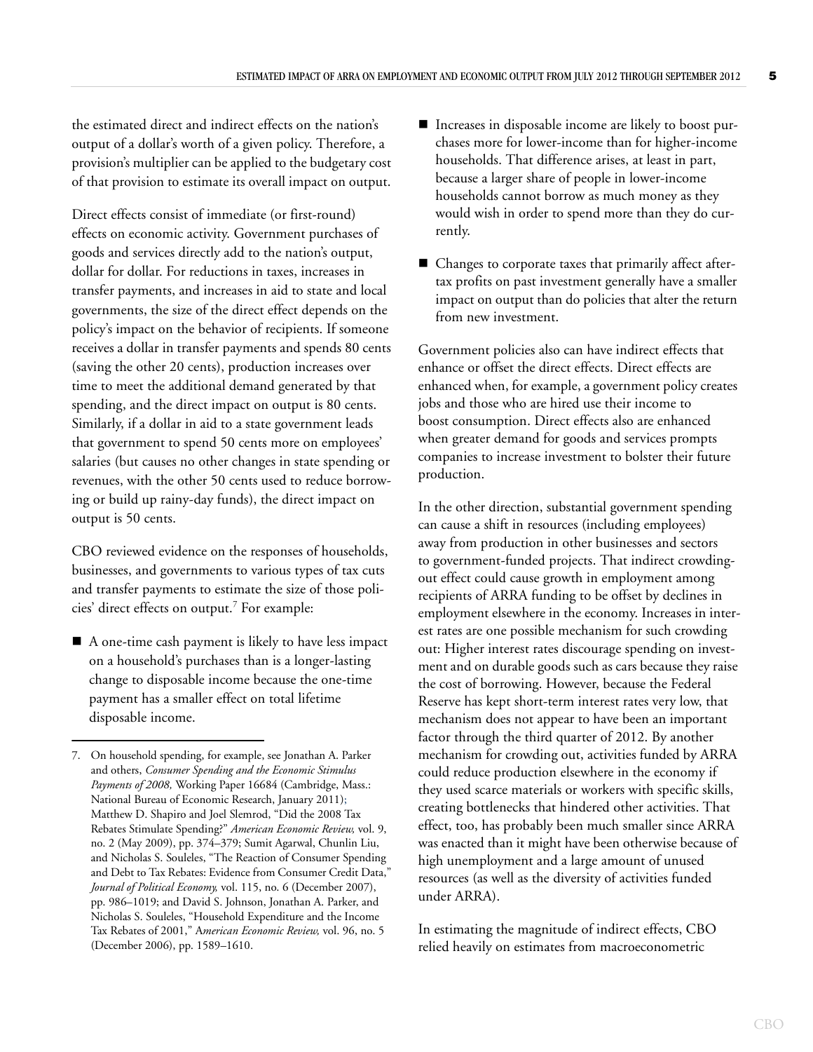the estimated direct and indirect effects on the nation's output of a dollar's worth of a given policy. Therefore, a provision's multiplier can be applied to the budgetary cost of that provision to estimate its overall impact on output.

Direct effects consist of immediate (or first-round) effects on economic activity. Government purchases of goods and services directly add to the nation's output, dollar for dollar. For reductions in taxes, increases in transfer payments, and increases in aid to state and local governments, the size of the direct effect depends on the policy's impact on the behavior of recipients. If someone receives a dollar in transfer payments and spends 80 cents (saving the other 20 cents), production increases over time to meet the additional demand generated by that spending, and the direct impact on output is 80 cents. Similarly, if a dollar in aid to a state government leads that government to spend 50 cents more on employees' salaries (but causes no other changes in state spending or revenues, with the other 50 cents used to reduce borrowing or build up rainy-day funds), the direct impact on output is 50 cents.

CBO reviewed evidence on the responses of households, businesses, and governments to various types of tax cuts and transfer payments to estimate the size of those policies' direct effects on output.[7] For example:

- A one-time cash payment is likely to have less impact on a household's purchases than is a longer-lasting change to disposable income because the one-time payment has a smaller effect on total lifetime disposable income.
- Increases in disposable income are likely to boost purchases more for lower-income than for higher-income households. That difference arises, at least in part, because a larger share of people in lower-income households cannot borrow as much money as they would wish in order to spend more than they do currently.
- Changes to corporate taxes that primarily affect after-tax profits on past investment generally have a smaller impact on output than do policies that alter the return from new investment.

Government policies also can have indirect effects that enhance or offset the direct effects. Direct effects are enhanced when, for example, a government policy creates jobs and those who are hired use their income to boost consumption. Direct effects also are enhanced when greater demand for goods and services prompts companies to increase investment to bolster their future production.

In the other direction, substantial government spending can cause a shift in resources (including employees) away from production in other businesses and sectors to government-funded projects. That indirect crowding-out effect could cause growth in employment among recipients of ARRA funding to be offset by declines in employment elsewhere in the economy. Increases in interest rates are one possible mechanism for such crowding out: Higher interest rates discourage spending on investment and on durable goods such as cars because they raise the cost of borrowing. However, because the Federal Reserve has kept short-term interest rates very low, that mechanism does not appear to have been an important factor through the third quarter of 2012. By another mechanism for crowding out, activities funded by ARRA could reduce production elsewhere in the economy if they used scarce materials or workers with specific skills, creating bottlenecks that hindered other activities. That effect, too, has probably been much smaller since ARRA was enacted than it might have been otherwise because of high unemployment and a large amount of unused resources (as well as the diversity of activities funded under ARRA).

In estimating the magnitude of indirect effects, CBO relied heavily on estimates from macroeconometric

---

7. On household spending, for example, see Jonathan A. Parker and others, *Consumer Spending and the Economic Stimulus Payments of 2008,* Working Paper 16684 (Cambridge, Mass.: National Bureau of Economic Research, January 2011); Matthew D. Shapiro and Joel Slemrod, "Did the 2008 Tax Rebates Stimulate Spending?" *American Economic Review,* vol. 9, no. 2 (May 2009), pp. 374–379; Sumit Agarwal, Chunlin Liu, and Nicholas S. Souleles, "The Reaction of Consumer Spending and Debt to Tax Rebates: Evidence from Consumer Credit Data," *Journal of Political Economy,* vol. 115, no. 6 (December 2007), pp. 986–1019; and David S. Johnson, Jonathan A. Parker, and Nicholas S. Souleles, "Household Expenditure and the Income Tax Rebates of 2001," *American Economic Review,* vol. 96, no. 5 (December 2006), pp. 1589–1610.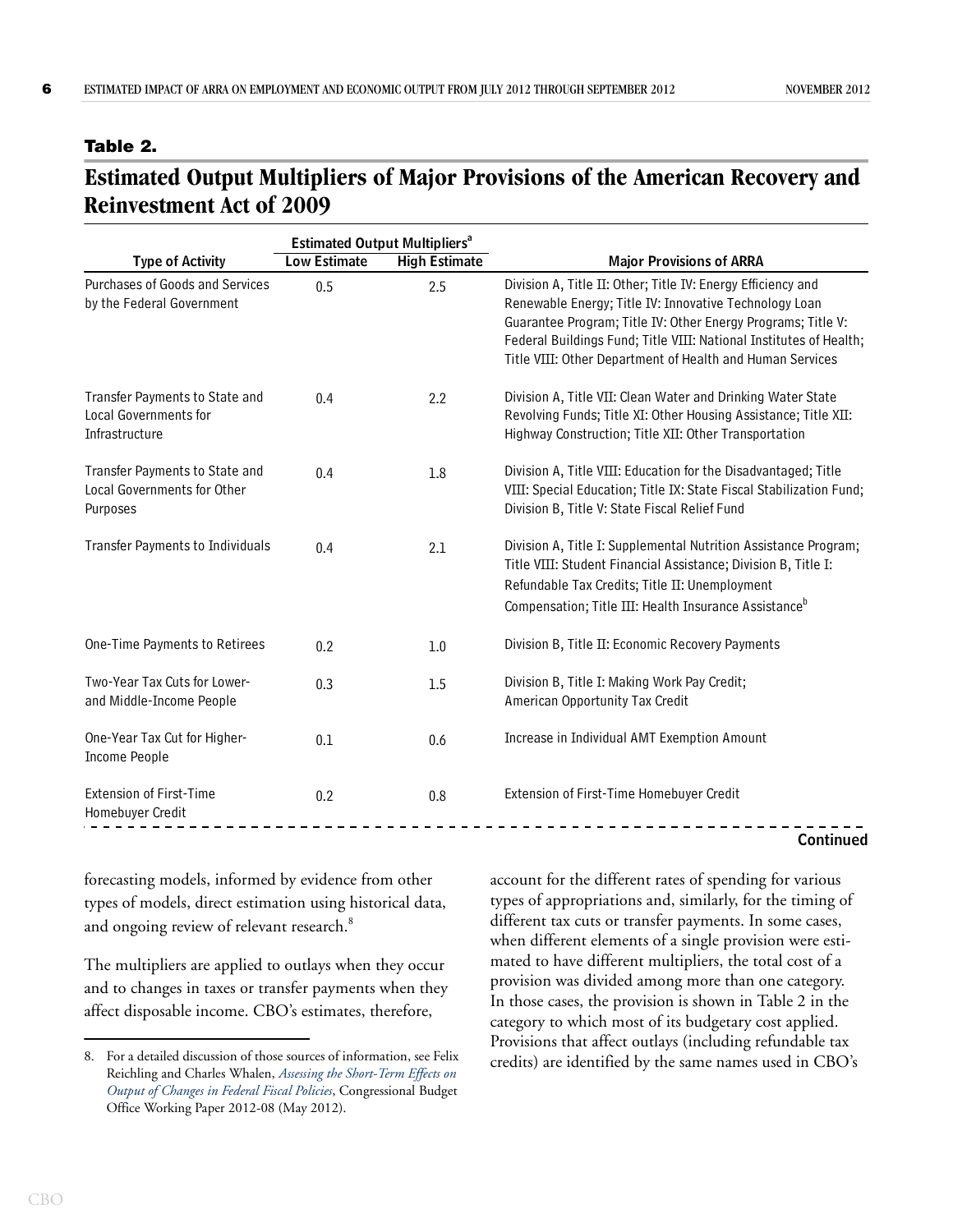**Table 2.**

## Estimated Output Multipliers of Major Provisions of the American Recovery and Reinvestment Act of 2009

| | Estimated Output Multipliers[a] | | |
|---|---|---|---|
| **Type of Activity** | **Low Estimate** | **High Estimate** | **Major Provisions of ARRA** |
| Purchases of Goods and Services by the Federal Government | 0.5 | 2.5 | Division A, Title II: Other; Title IV: Energy Efficiency and Renewable Energy; Title IV: Innovative Technology Loan Guarantee Program; Title IV: Other Energy Programs; Title V: Federal Buildings Fund; Title VIII: National Institutes of Health; Title VIII: Other Department of Health and Human Services |
| Transfer Payments to State and Local Governments for Infrastructure | 0.4 | 2.2 | Division A, Title VII: Clean Water and Drinking Water State Revolving Funds; Title XI: Other Housing Assistance; Title XII: Highway Construction; Title XII: Other Transportation |
| Transfer Payments to State and Local Governments for Other Purposes | 0.4 | 1.8 | Division A, Title VIII: Education for the Disadvantaged; Title VIII: Special Education; Title IX: State Fiscal Stabilization Fund; Division B, Title V: State Fiscal Relief Fund |
| Transfer Payments to Individuals | 0.4 | 2.1 | Division A, Title I: Supplemental Nutrition Assistance Program; Title VIII: Student Financial Assistance; Division B, Title I: Refundable Tax Credits; Title II: Unemployment Compensation; Title III: Health Insurance Assistance[b] |
| One-Time Payments to Retirees | 0.2 | 1.0 | Division B, Title II: Economic Recovery Payments |
| Two-Year Tax Cuts for Lower- and Middle-Income People | 0.3 | 1.5 | Division B, Title I: Making Work Pay Credit; American Opportunity Tax Credit |
| One-Year Tax Cut for Higher-Income People | 0.1 | 0.6 | Increase in Individual AMT Exemption Amount |
| Extension of First-Time Homebuyer Credit | 0.2 | 0.8 | Extension of First-Time Homebuyer Credit |

**Continued**

forecasting models, informed by evidence from other types of models, direct estimation using historical data, and ongoing review of relevant research.[8]

The multipliers are applied to outlays when they occur and to changes in taxes or transfer payments when they affect disposable income. CBO's estimates, therefore, account for the different rates of spending for various types of appropriations and, similarly, for the timing of different tax cuts or transfer payments. In some cases, when different elements of a single provision were estimated to have different multipliers, the total cost of a provision was divided among more than one category. In those cases, the provision is shown in Table 2 in the category to which most of its budgetary cost applied. Provisions that affect outlays (including refundable tax credits) are identified by the same names used in CBO's

8. For a detailed discussion of those sources of information, see Felix Reichling and Charles Whalen, *Assessing the Short-Term Effects on Output of Changes in Federal Fiscal Policies*, Congressional Budget Office Working Paper 2012-08 (May 2012).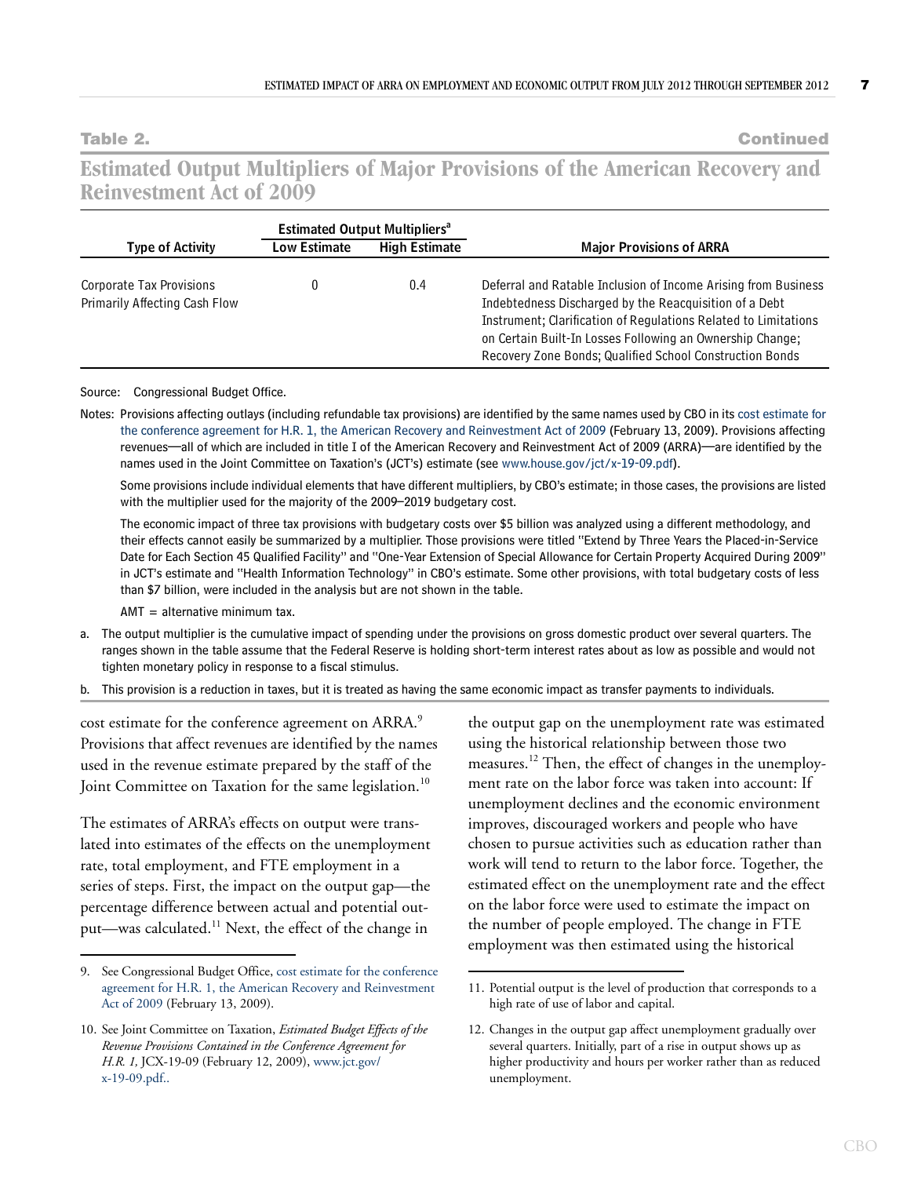**Table 2.** **Continued**

## Estimated Output Multipliers of Major Provisions of the American Recovery and Reinvestment Act of 2009

| Type of Activity | Estimated Output Multipliers[a] | | Major Provisions of ARRA |
|---|---|---|---|
| | Low Estimate | High Estimate | |
| Corporate Tax Provisions Primarily Affecting Cash Flow | 0 | 0.4 | Deferral and Ratable Inclusion of Income Arising from Business Indebtedness Discharged by the Reacquisition of a Debt Instrument; Clarification of Regulations Related to Limitations on Certain Built-In Losses Following an Ownership Change; Recovery Zone Bonds; Qualified School Construction Bonds |

Source: Congressional Budget Office.

Notes: Provisions affecting outlays (including refundable tax provisions) are identified by the same names used by CBO in its cost estimate for the conference agreement for H.R. 1, the American Recovery and Reinvestment Act of 2009 (February 13, 2009). Provisions affecting revenues—all of which are included in title I of the American Recovery and Reinvestment Act of 2009 (ARRA)—are identified by the names used in the Joint Committee on Taxation's (JCT's) estimate (see www.house.gov/jct/x-19-09.pdf).

Some provisions include individual elements that have different multipliers, by CBO's estimate; in those cases, the provisions are listed with the multiplier used for the majority of the 2009–2019 budgetary cost.

The economic impact of three tax provisions with budgetary costs over $5 billion was analyzed using a different methodology, and their effects cannot easily be summarized by a multiplier. Those provisions were titled "Extend by Three Years the Placed-in-Service Date for Each Section 45 Qualified Facility" and "One-Year Extension of Special Allowance for Certain Property Acquired During 2009" in JCT's estimate and "Health Information Technology" in CBO's estimate. Some other provisions, with total budgetary costs of less than $7 billion, were included in the analysis but are not shown in the table.

AMT = alternative minimum tax.

a. The output multiplier is the cumulative impact of spending under the provisions on gross domestic product over several quarters. The ranges shown in the table assume that the Federal Reserve is holding short-term interest rates about as low as possible and would not tighten monetary policy in response to a fiscal stimulus.

b. This provision is a reduction in taxes, but it is treated as having the same economic impact as transfer payments to individuals.

cost estimate for the conference agreement on ARRA.[9] Provisions that affect revenues are identified by the names used in the revenue estimate prepared by the staff of the Joint Committee on Taxation for the same legislation.[10]

The estimates of ARRA's effects on output were translated into estimates of the effects on the unemployment rate, total employment, and FTE employment in a series of steps. First, the impact on the output gap—the percentage difference between actual and potential output—was calculated.[11] Next, the effect of the change in the output gap on the unemployment rate was estimated using the historical relationship between those two measures.[12] Then, the effect of changes in the unemployment rate on the labor force was taken into account: If unemployment declines and the economic environment improves, discouraged workers and people who have chosen to pursue activities such as education rather than work will tend to return to the labor force. Together, the estimated effect on the unemployment rate and the effect on the labor force were used to estimate the impact on the number of people employed. The change in FTE employment was then estimated using the historical

9. See Congressional Budget Office, cost estimate for the conference agreement for H.R. 1, the American Recovery and Reinvestment Act of 2009 (February 13, 2009).

10. See Joint Committee on Taxation, *Estimated Budget Effects of the Revenue Provisions Contained in the Conference Agreement for H.R. 1,* JCX-19-09 (February 12, 2009), www.jct.gov/x-19-09.pdf..

11. Potential output is the level of production that corresponds to a high rate of use of labor and capital.

12. Changes in the output gap affect unemployment gradually over several quarters. Initially, part of a rise in output shows up as higher productivity and hours per worker rather than as reduced unemployment.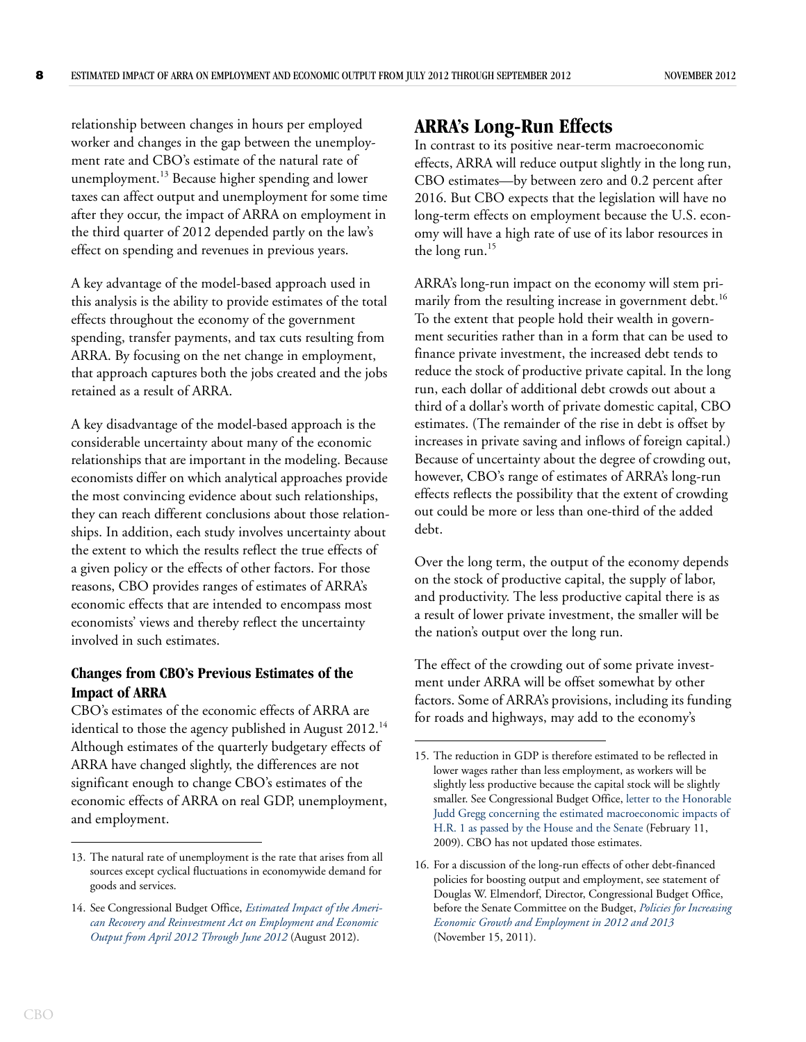relationship between changes in hours per employed worker and changes in the gap between the unemployment rate and CBO's estimate of the natural rate of unemployment.[13] Because higher spending and lower taxes can affect output and unemployment for some time after they occur, the impact of ARRA on employment in the third quarter of 2012 depended partly on the law's effect on spending and revenues in previous years.

A key advantage of the model-based approach used in this analysis is the ability to provide estimates of the total effects throughout the economy of the government spending, transfer payments, and tax cuts resulting from ARRA. By focusing on the net change in employment, that approach captures both the jobs created and the jobs retained as a result of ARRA.

A key disadvantage of the model-based approach is the considerable uncertainty about many of the economic relationships that are important in the modeling. Because economists differ on which analytical approaches provide the most convincing evidence about such relationships, they can reach different conclusions about those relationships. In addition, each study involves uncertainty about the extent to which the results reflect the true effects of a given policy or the effects of other factors. For those reasons, CBO provides ranges of estimates of ARRA's economic effects that are intended to encompass most economists' views and thereby reflect the uncertainty involved in such estimates.

### Changes from CBO's Previous Estimates of the Impact of ARRA

CBO's estimates of the economic effects of ARRA are identical to those the agency published in August 2012.[14] Although estimates of the quarterly budgetary effects of ARRA have changed slightly, the differences are not significant enough to change CBO's estimates of the economic effects of ARRA on real GDP, unemployment, and employment.

## ARRA's Long-Run Effects

In contrast to its positive near-term macroeconomic effects, ARRA will reduce output slightly in the long run, CBO estimates—by between zero and 0.2 percent after 2016. But CBO expects that the legislation will have no long-term effects on employment because the U.S. economy will have a high rate of use of its labor resources in the long run.[15]

ARRA's long-run impact on the economy will stem primarily from the resulting increase in government debt.[16] To the extent that people hold their wealth in government securities rather than in a form that can be used to finance private investment, the increased debt tends to reduce the stock of productive private capital. In the long run, each dollar of additional debt crowds out about a third of a dollar's worth of private domestic capital, CBO estimates. (The remainder of the rise in debt is offset by increases in private saving and inflows of foreign capital.) Because of uncertainty about the degree of crowding out, however, CBO's range of estimates of ARRA's long-run effects reflects the possibility that the extent of crowding out could be more or less than one-third of the added debt.

Over the long term, the output of the economy depends on the stock of productive capital, the supply of labor, and productivity. The less productive capital there is as a result of lower private investment, the smaller will be the nation's output over the long run.

The effect of the crowding out of some private investment under ARRA will be offset somewhat by other factors. Some of ARRA's provisions, including its funding for roads and highways, may add to the economy's

---

13. The natural rate of unemployment is the rate that arises from all sources except cyclical fluctuations in economywide demand for goods and services.

14. See Congressional Budget Office, *Estimated Impact of the American Recovery and Reinvestment Act on Employment and Economic Output from April 2012 Through June 2012* (August 2012).

15. The reduction in GDP is therefore estimated to be reflected in lower wages rather than less employment, as workers will be slightly less productive because the capital stock will be slightly smaller. See Congressional Budget Office, letter to the Honorable Judd Gregg concerning the estimated macroeconomic impacts of H.R. 1 as passed by the House and the Senate (February 11, 2009). CBO has not updated those estimates.

16. For a discussion of the long-run effects of other debt-financed policies for boosting output and employment, see statement of Douglas W. Elmendorf, Director, Congressional Budget Office, before the Senate Committee on the Budget, *Policies for Increasing Economic Growth and Employment in 2012 and 2013* (November 15, 2011).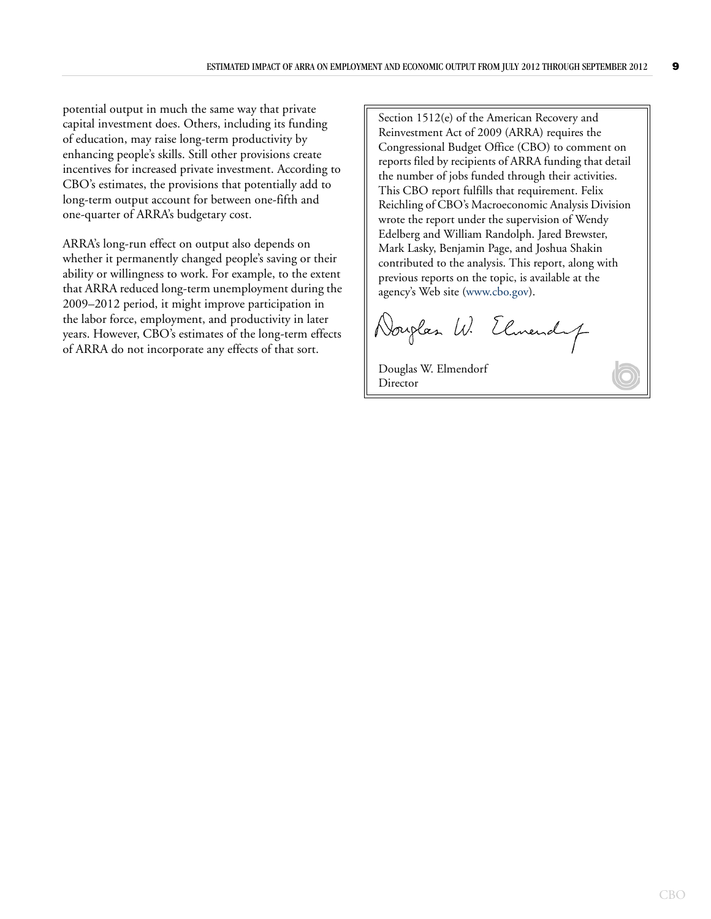potential output in much the same way that private capital investment does. Others, including its funding of education, may raise long-term productivity by enhancing people's skills. Still other provisions create incentives for increased private investment. According to CBO's estimates, the provisions that potentially add to long-term output account for between one-fifth and one-quarter of ARRA's budgetary cost.

ARRA's long-run effect on output also depends on whether it permanently changed people's saving or their ability or willingness to work. For example, to the extent that ARRA reduced long-term unemployment during the 2009–2012 period, it might improve participation in the labor force, employment, and productivity in later years. However, CBO's estimates of the long-term effects of ARRA do not incorporate any effects of that sort.

Section 1512(e) of the American Recovery and Reinvestment Act of 2009 (ARRA) requires the Congressional Budget Office (CBO) to comment on reports filed by recipients of ARRA funding that detail the number of jobs funded through their activities. This CBO report fulfills that requirement. Felix Reichling of CBO's Macroeconomic Analysis Division wrote the report under the supervision of Wendy Edelberg and William Randolph. Jared Brewster, Mark Lasky, Benjamin Page, and Joshua Shakin contributed to the analysis. This report, along with previous reports on the topic, is available at the agency's Web site (www.cbo.gov).

Douglas W. Elmendorf
Director